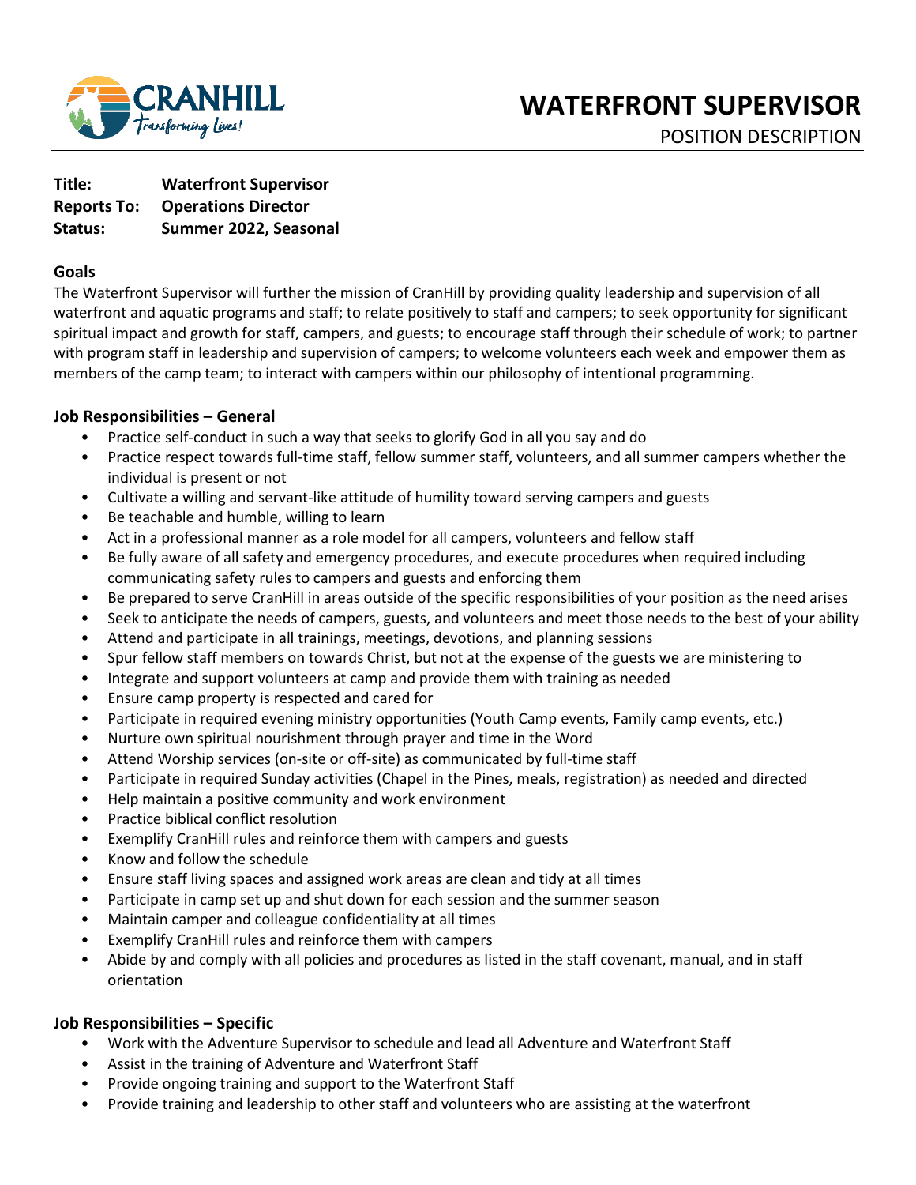# WATERFRONT SUPERVISOR

POSITION DESCRIPTION

**Title:** **Waterfront Supervisor**
**Reports To:** **Operations Director**
**Status:** **Summer 2022, Seasonal**

## Goals

The Waterfront Supervisor will further the mission of CranHill by providing quality leadership and supervision of all waterfront and aquatic programs and staff; to relate positively to staff and campers; to seek opportunity for significant spiritual impact and growth for staff, campers, and guests; to encourage staff through their schedule of work; to partner with program staff in leadership and supervision of campers; to welcome volunteers each week and empower them as members of the camp team; to interact with campers within our philosophy of intentional programming.

## Job Responsibilities – General

- Practice self-conduct in such a way that seeks to glorify God in all you say and do
- Practice respect towards full-time staff, fellow summer staff, volunteers, and all summer campers whether the individual is present or not
- Cultivate a willing and servant-like attitude of humility toward serving campers and guests
- Be teachable and humble, willing to learn
- Act in a professional manner as a role model for all campers, volunteers and fellow staff
- Be fully aware of all safety and emergency procedures, and execute procedures when required including communicating safety rules to campers and guests and enforcing them
- Be prepared to serve CranHill in areas outside of the specific responsibilities of your position as the need arises
- Seek to anticipate the needs of campers, guests, and volunteers and meet those needs to the best of your ability
- Attend and participate in all trainings, meetings, devotions, and planning sessions
- Spur fellow staff members on towards Christ, but not at the expense of the guests we are ministering to
- Integrate and support volunteers at camp and provide them with training as needed
- Ensure camp property is respected and cared for
- Participate in required evening ministry opportunities (Youth Camp events, Family camp events, etc.)
- Nurture own spiritual nourishment through prayer and time in the Word
- Attend Worship services (on-site or off-site) as communicated by full-time staff
- Participate in required Sunday activities (Chapel in the Pines, meals, registration) as needed and directed
- Help maintain a positive community and work environment
- Practice biblical conflict resolution
- Exemplify CranHill rules and reinforce them with campers and guests
- Know and follow the schedule
- Ensure staff living spaces and assigned work areas are clean and tidy at all times
- Participate in camp set up and shut down for each session and the summer season
- Maintain camper and colleague confidentiality at all times
- Exemplify CranHill rules and reinforce them with campers
- Abide by and comply with all policies and procedures as listed in the staff covenant, manual, and in staff orientation

## Job Responsibilities – Specific

- Work with the Adventure Supervisor to schedule and lead all Adventure and Waterfront Staff
- Assist in the training of Adventure and Waterfront Staff
- Provide ongoing training and support to the Waterfront Staff
- Provide training and leadership to other staff and volunteers who are assisting at the waterfront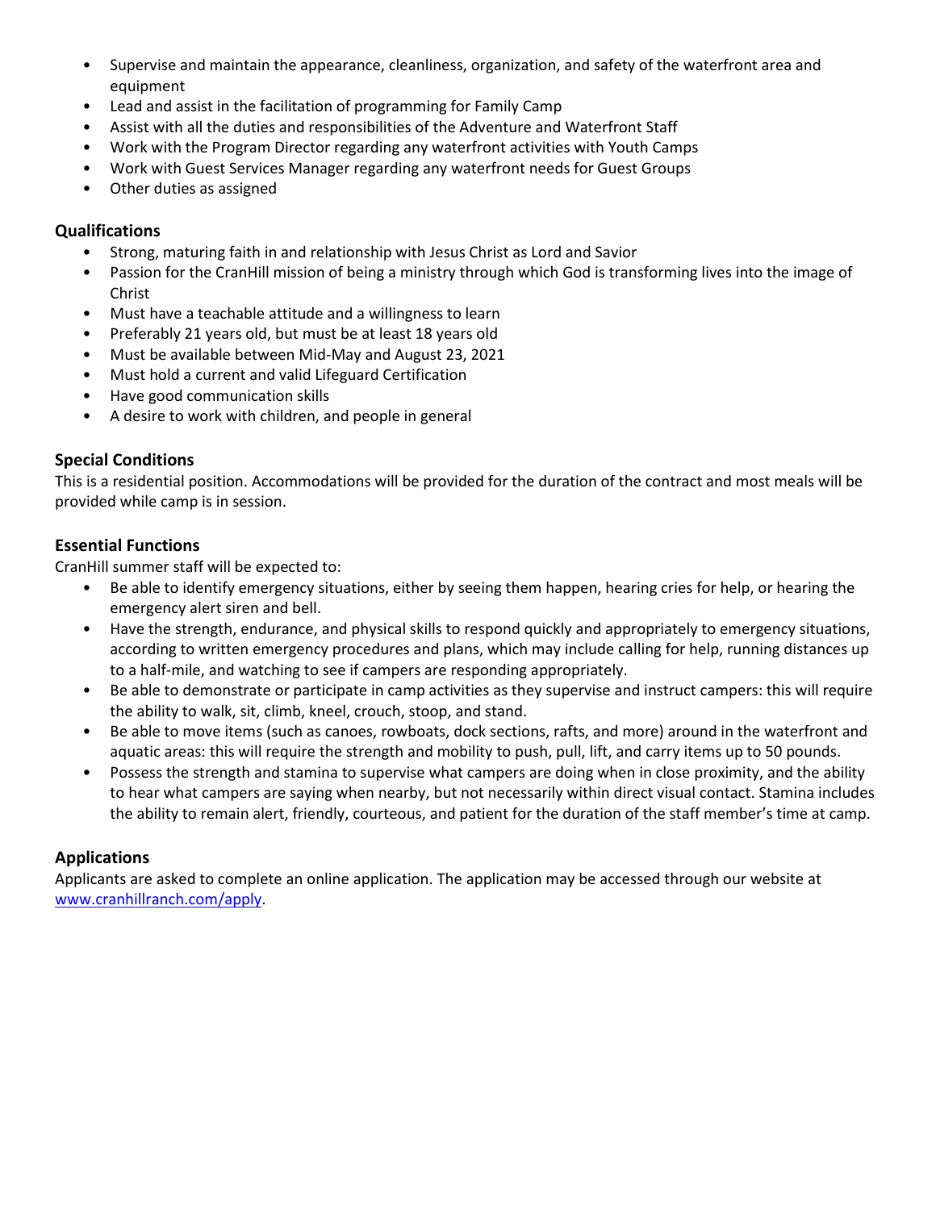- Supervise and maintain the appearance, cleanliness, organization, and safety of the waterfront area and equipment
- Lead and assist in the facilitation of programming for Family Camp
- Assist with all the duties and responsibilities of the Adventure and Waterfront Staff
- Work with the Program Director regarding any waterfront activities with Youth Camps
- Work with Guest Services Manager regarding any waterfront needs for Guest Groups
- Other duties as assigned

## Qualifications

- Strong, maturing faith in and relationship with Jesus Christ as Lord and Savior
- Passion for the CranHill mission of being a ministry through which God is transforming lives into the image of Christ
- Must have a teachable attitude and a willingness to learn
- Preferably 21 years old, but must be at least 18 years old
- Must be available between Mid-May and August 23, 2021
- Must hold a current and valid Lifeguard Certification
- Have good communication skills
- A desire to work with children, and people in general

## Special Conditions

This is a residential position. Accommodations will be provided for the duration of the contract and most meals will be provided while camp is in session.

## Essential Functions

CranHill summer staff will be expected to:

- Be able to identify emergency situations, either by seeing them happen, hearing cries for help, or hearing the emergency alert siren and bell.
- Have the strength, endurance, and physical skills to respond quickly and appropriately to emergency situations, according to written emergency procedures and plans, which may include calling for help, running distances up to a half-mile, and watching to see if campers are responding appropriately.
- Be able to demonstrate or participate in camp activities as they supervise and instruct campers: this will require the ability to walk, sit, climb, kneel, crouch, stoop, and stand.
- Be able to move items (such as canoes, rowboats, dock sections, rafts, and more) around in the waterfront and aquatic areas: this will require the strength and mobility to push, pull, lift, and carry items up to 50 pounds.
- Possess the strength and stamina to supervise what campers are doing when in close proximity, and the ability to hear what campers are saying when nearby, but not necessarily within direct visual contact. Stamina includes the ability to remain alert, friendly, courteous, and patient for the duration of the staff member's time at camp.

## Applications

Applicants are asked to complete an online application. The application may be accessed through our website at [www.cranhillranch.com/apply](www.cranhillranch.com/apply).